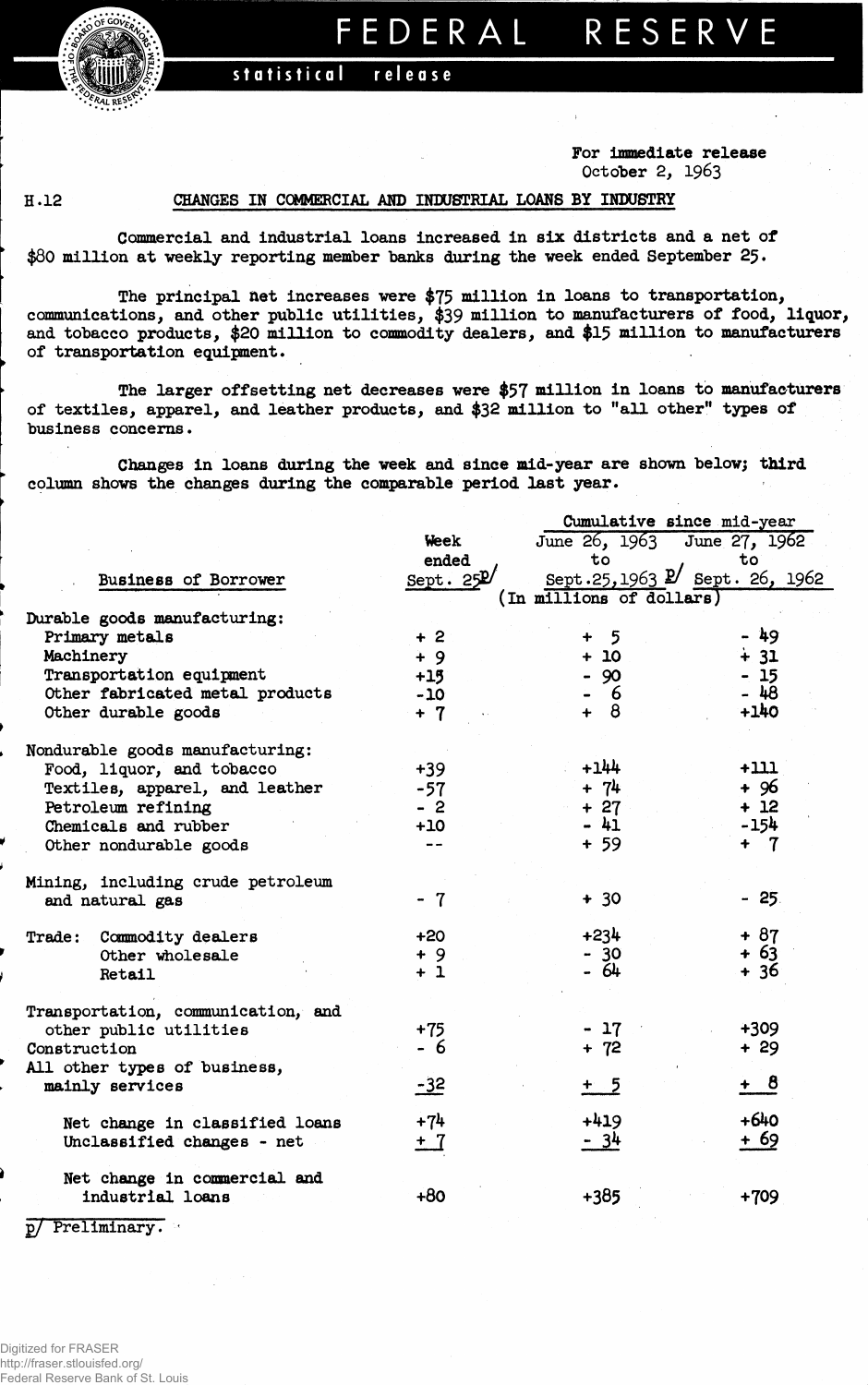# FEDERAL RESERVE

**statistical release**

For immediate release
October 2, 1963

H.12

## CHANGES IN COMMERCIAL AND INDUSTRIAL LOANS BY INDUSTRY

Commercial and industrial loans increased in six districts and a net of $80 million at weekly reporting member banks during the week ended September 25.

The principal net increases were $75 million in loans to transportation, communications, and other public utilities, $39 million to manufacturers of food, liquor, and tobacco products, $20 million to commodity dealers, and $15 million to manufacturers of transportation equipment.

The larger offsetting net decreases were $57 million in loans to manufacturers of textiles, apparel, and leather products, and $32 million to "all other" types of business concerns.

Changes in loans during the week and since mid-year are shown below; third column shows the changes during the comparable period last year.

| Business of Borrower | Week ended Sept. 25 p/ | Cumulative since mid-year: June 26, 1963 to Sept. 25, 1963 p/ | Cumulative since mid-year: June 27, 1962 to Sept. 26, 1962 |
|---|---|---|---|
| | (In millions of dollars) | | |
| **Durable goods manufacturing:** | | | |
| Primary metals | + 2 | + 5 | - 49 |
| Machinery | + 9 | + 10 | + 31 |
| Transportation equipment | +15 | - 90 | - 15 |
| Other fabricated metal products | -10 | - 6 | - 48 |
| Other durable goods | + 7 | + 8 | +140 |
| **Nondurable goods manufacturing:** | | | |
| Food, liquor, and tobacco | +39 | +144 | +111 |
| Textiles, apparel, and leather | -57 | + 74 | + 96 |
| Petroleum refining | - 2 | + 27 | + 12 |
| Chemicals and rubber | +10 | - 41 | -154 |
| Other nondurable goods | -- | + 59 | + 7 |
| Mining, including crude petroleum and natural gas | - 7 | + 30 | - 25 |
| Trade: Commodity dealers | +20 | +234 | + 87 |
| Other wholesale | + 9 | - 30 | + 63 |
| Retail | + 1 | - 64 | + 36 |
| Transportation, communication, and other public utilities | +75 | - 17 | +309 |
| Construction | - 6 | + 72 | + 29 |
| All other types of business, mainly services | -32 | + 5 | + 8 |
| Net change in classified loans | +74 | +419 | +640 |
| Unclassified changes - net | + 7 | - 34 | + 69 |
| Net change in commercial and industrial loans | +80 | +385 | +709 |

p/ Preliminary.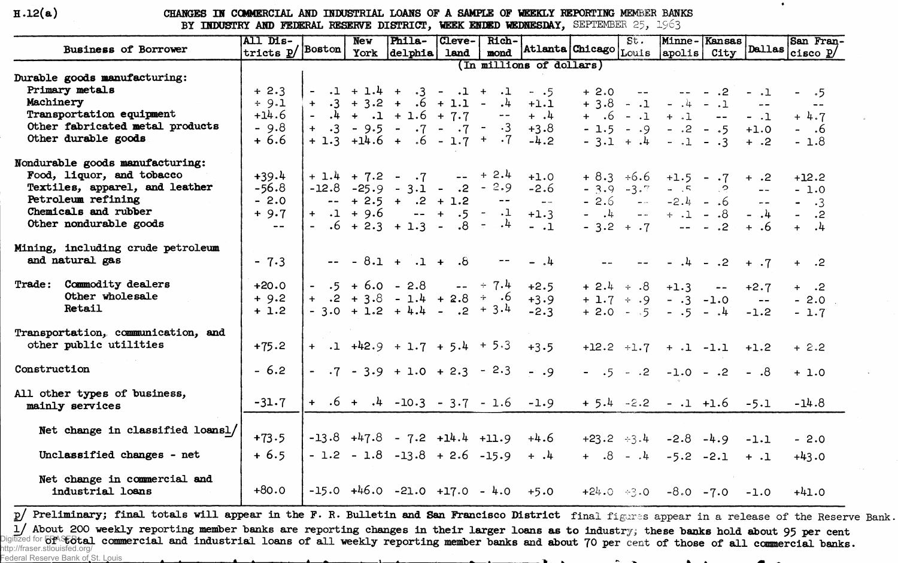H.12(a)

## CHANGES IN COMMERCIAL AND INDUSTRIAL LOANS OF A SAMPLE OF WEEKLY REPORTING MEMBER BANKS BY INDUSTRY AND FEDERAL RESERVE DISTRICT, WEEK ENDED WEDNESDAY, SEPTEMBER 25, 1963

| Business of Borrower | All Districts p/ | Boston | New York | Philadelphia | Cleveland | Richmond | Atlanta | Chicago | St. Louis | Minneapolis | Kansas City | Dallas | San Francisco p/ |
|---|---|---|---|---|---|---|---|---|---|---|---|---|---|
| | (In millions of dollars) | | | | | | | | | | | | |
| **Durable goods manufacturing:** | | | | | | | | | | | | | |
| Primary metals | + 2.3 | - .1 | + 1.4 | + .3 | - .1 | + .1 | - .5 | + 2.0 | -- | -- | - .2 | - .1 | - .5 |
| Machinery | + 9.1 | + .3 | + 3.2 | + .6 | + 1.1 | - .4 | +1.1 | + 3.8 | - .1 | - .4 | - .1 | -- | -- |
| Transportation equipment | +14.6 | - .4 | + .1 | + 1.6 | + 7.7 | -- | + .4 | + .6 | - .1 | + .1 | -- | - .1 | + 4.7 |
| Other fabricated metal products | - 9.8 | + .3 | - 9.5 | - .7 | - .7 | - .3 | +3.8 | - 1.5 | - .9 | - .2 | - .5 | +1.0 | - .6 |
| Other durable goods | + 6.6 | + 1.3 | +14.6 | + .6 | - 1.7 | + .7 | -4.2 | - 3.1 | + .4 | - .1 | - .3 | + .2 | - 1.8 |
| **Nondurable goods manufacturing:** | | | | | | | | | | | | | |
| Food, liquor, and tobacco | +39.4 | + 1.4 | + 7.2 | - .7 | -- | + 2.4 | +1.0 | + 8.3 | +6.6 | +1.5 | - .7 | + .2 | +12.2 |
| Textiles, apparel, and leather | -56.8 | -12.8 | -25.9 | - 3.1 | - .2 | - 2.9 | -2.6 | - 3.9 | -3.7 | - .5 | .2 | -- | - 1.0 |
| Petroleum refining | - 2.0 | -- | + 2.5 | + .2 | + 1.2 | -- | -- | - 2.6 | -- | -2.4 | - .6 | -- | - .3 |
| Chemicals and rubber | + 9.7 | + .1 | + 9.6 | -- | + .5 | - .1 | +1.3 | - .4 | -- | + .1 | - .8 | - .4 | - .2 |
| Other nondurable goods | -- | - .6 | + 2.3 | + 1.3 | - .8 | - .4 | - .1 | - 3.2 | + .7 | -- | - .2 | + .6 | + .4 |
| **Mining, including crude petroleum and natural gas** | - 7.3 | -- | - 8.1 | + .1 | + .8 | -- | - .4 | -- | -- | - .4 | - .2 | + .7 | + .2 |
| **Trade:** Commodity dealers | +20.0 | - .5 | + 6.0 | - 2.8 | -- | + 7.4 | +2.5 | + 2.4 | + .8 | +1.3 | -- | +2.7 | + .2 |
| Other wholesale | + 9.2 | + .2 | + 3.8 | - 1.4 | + 2.8 | + .6 | +3.9 | + 1.7 | + .9 | - .3 | -1.0 | -- | - 2.0 |
| Retail | + 1.2 | - 3.0 | + 1.2 | + 4.4 | - .2 | + 3.4 | -2.3 | + 2.0 | - .5 | - .5 | - .4 | -1.2 | - 1.7 |
| **Transportation, communication, and other public utilities** | +75.2 | + .1 | +42.9 | + 1.7 | + 5.4 | + 5.3 | +3.5 | +12.2 | +1.7 | + .1 | -1.1 | +1.2 | + 2.2 |
| **Construction** | - 6.2 | - .7 | - 3.9 | + 1.0 | + 2.3 | - 2.3 | - .9 | - .5 | - .2 | -1.0 | - .2 | - .8 | + 1.0 |
| **All other types of business, mainly services** | -31.7 | + .6 | + .4 | -10.3 | - 3.7 | - 1.6 | -1.9 | + 5.4 | -2.2 | - .1 | +1.6 | -5.1 | -14.8 |
| Net change in classified loans 1/ | +73.5 | -13.8 | +47.8 | - 7.2 | +14.4 | +11.9 | +4.6 | +23.2 | +3.4 | -2.8 | -4.9 | -1.1 | - 2.0 |
| Unclassified changes - net | + 6.5 | - 1.2 | - 1.8 | -13.8 | + 2.6 | -15.9 | + .4 | + .8 | - .4 | -5.2 | -2.1 | + .1 | +43.0 |
| Net change in commercial and industrial loans | +80.0 | -15.0 | +46.0 | -21.0 | +17.0 | - 4.0 | +5.0 | +24.0 | +3.0 | -8.0 | -7.0 | -1.0 | +41.0 |

p/ Preliminary; final totals will appear in the F. R. Bulletin and San Francisco District final figures appear in a release of the Reserve Bank.

1/ About 200 weekly reporting member banks are reporting changes in their larger loans as to industry; these banks hold about 95 per cent of total commercial and industrial loans of all weekly reporting member banks and about 70 per cent of those of all commercial banks.